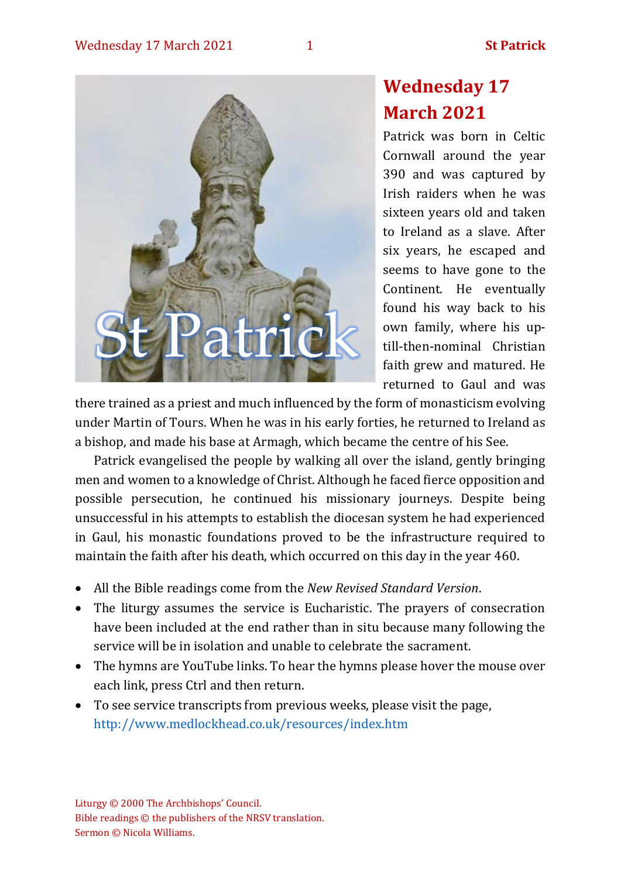# Wednesday 17 March 2021

Patrick was born in Celtic Cornwall around the year 390 and was captured by Irish raiders when he was sixteen years old and taken to Ireland as a slave. After six years, he escaped and seems to have gone to the Continent. He eventually found his way back to his own family, where his up-till-then-nominal Christian faith grew and matured. He returned to Gaul and was there trained as a priest and much influenced by the form of monasticism evolving under Martin of Tours. When he was in his early forties, he returned to Ireland as a bishop, and made his base at Armagh, which became the centre of his See.

Patrick evangelised the people by walking all over the island, gently bringing men and women to a knowledge of Christ. Although he faced fierce opposition and possible persecution, he continued his missionary journeys. Despite being unsuccessful in his attempts to establish the diocesan system he had experienced in Gaul, his monastic foundations proved to be the infrastructure required to maintain the faith after his death, which occurred on this day in the year 460.

- All the Bible readings come from the *New Revised Standard Version*.
- The liturgy assumes the service is Eucharistic. The prayers of consecration have been included at the end rather than in situ because many following the service will be in isolation and unable to celebrate the sacrament.
- The hymns are YouTube links. To hear the hymns please hover the mouse over each link, press Ctrl and then return.
- To see service transcripts from previous weeks, please visit the page, http://www.medlockhead.co.uk/resources/index.htm

Liturgy © 2000 The Archbishops' Council.
Bible readings © the publishers of the NRSV translation.
Sermon © Nicola Williams.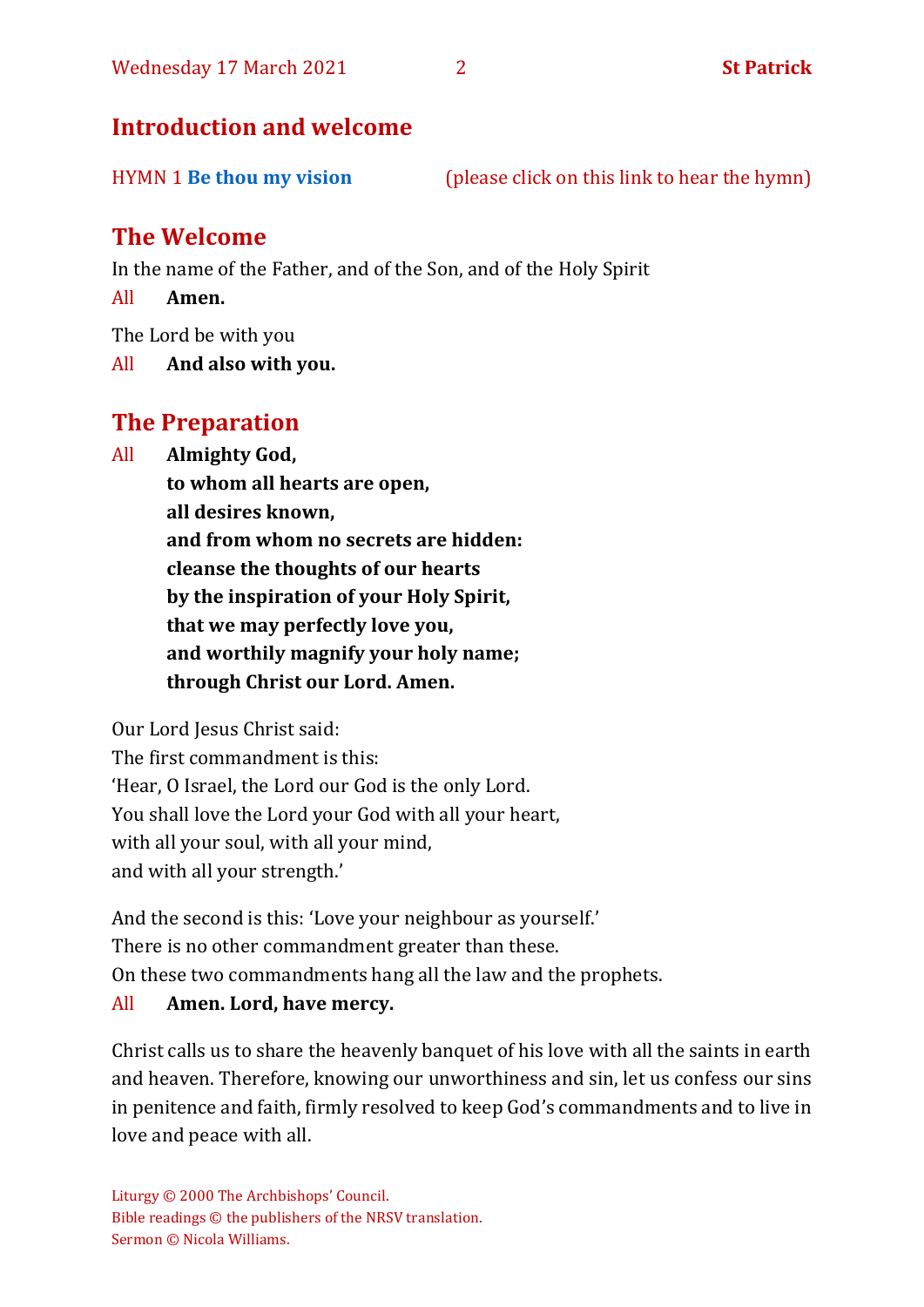## Introduction and welcome

HYMN 1 **Be thou my vision** (please click on this link to hear the hymn)

## The Welcome

In the name of the Father, and of the Son, and of the Holy Spirit

All **Amen.**

The Lord be with you

All **And also with you.**

## The Preparation

All **Almighty God,**
**to whom all hearts are open,**
**all desires known,**
**and from whom no secrets are hidden:**
**cleanse the thoughts of our hearts**
**by the inspiration of your Holy Spirit,**
**that we may perfectly love you,**
**and worthily magnify your holy name;**
**through Christ our Lord. Amen.**

Our Lord Jesus Christ said:
The first commandment is this:
'Hear, O Israel, the Lord our God is the only Lord.
You shall love the Lord your God with all your heart,
with all your soul, with all your mind,
and with all your strength.'

And the second is this: 'Love your neighbour as yourself.'
There is no other commandment greater than these.
On these two commandments hang all the law and the prophets.

All **Amen. Lord, have mercy.**

Christ calls us to share the heavenly banquet of his love with all the saints in earth and heaven. Therefore, knowing our unworthiness and sin, let us confess our sins in penitence and faith, firmly resolved to keep God's commandments and to live in love and peace with all.

Liturgy © 2000 The Archbishops' Council.
Bible readings © the publishers of the NRSV translation.
Sermon © Nicola Williams.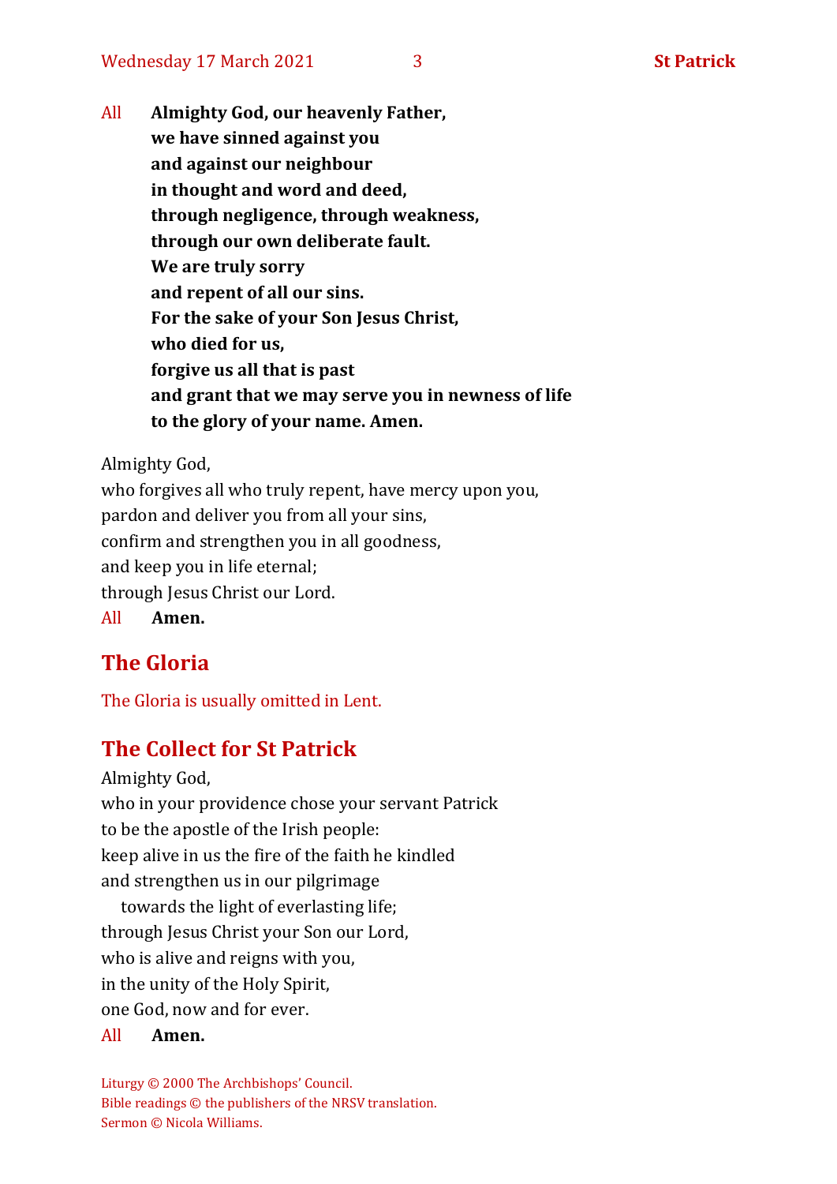All **Almighty God, our heavenly Father,**
**we have sinned against you**
**and against our neighbour**
**in thought and word and deed,**
**through negligence, through weakness,**
**through our own deliberate fault.**
**We are truly sorry**
**and repent of all our sins.**
**For the sake of your Son Jesus Christ,**
**who died for us,**
**forgive us all that is past**
**and grant that we may serve you in newness of life**
**to the glory of your name. Amen.**

Almighty God,
who forgives all who truly repent, have mercy upon you,
pardon and deliver you from all your sins,
confirm and strengthen you in all goodness,
and keep you in life eternal;
through Jesus Christ our Lord.
All **Amen.**

## The Gloria

The Gloria is usually omitted in Lent.

## The Collect for St Patrick

Almighty God,
who in your providence chose your servant Patrick
to be the apostle of the Irish people:
keep alive in us the fire of the faith he kindled
and strengthen us in our pilgrimage
towards the light of everlasting life;
through Jesus Christ your Son our Lord,
who is alive and reigns with you,
in the unity of the Holy Spirit,
one God, now and for ever.
All **Amen.**

Liturgy © 2000 The Archbishops' Council.
Bible readings © the publishers of the NRSV translation.
Sermon © Nicola Williams.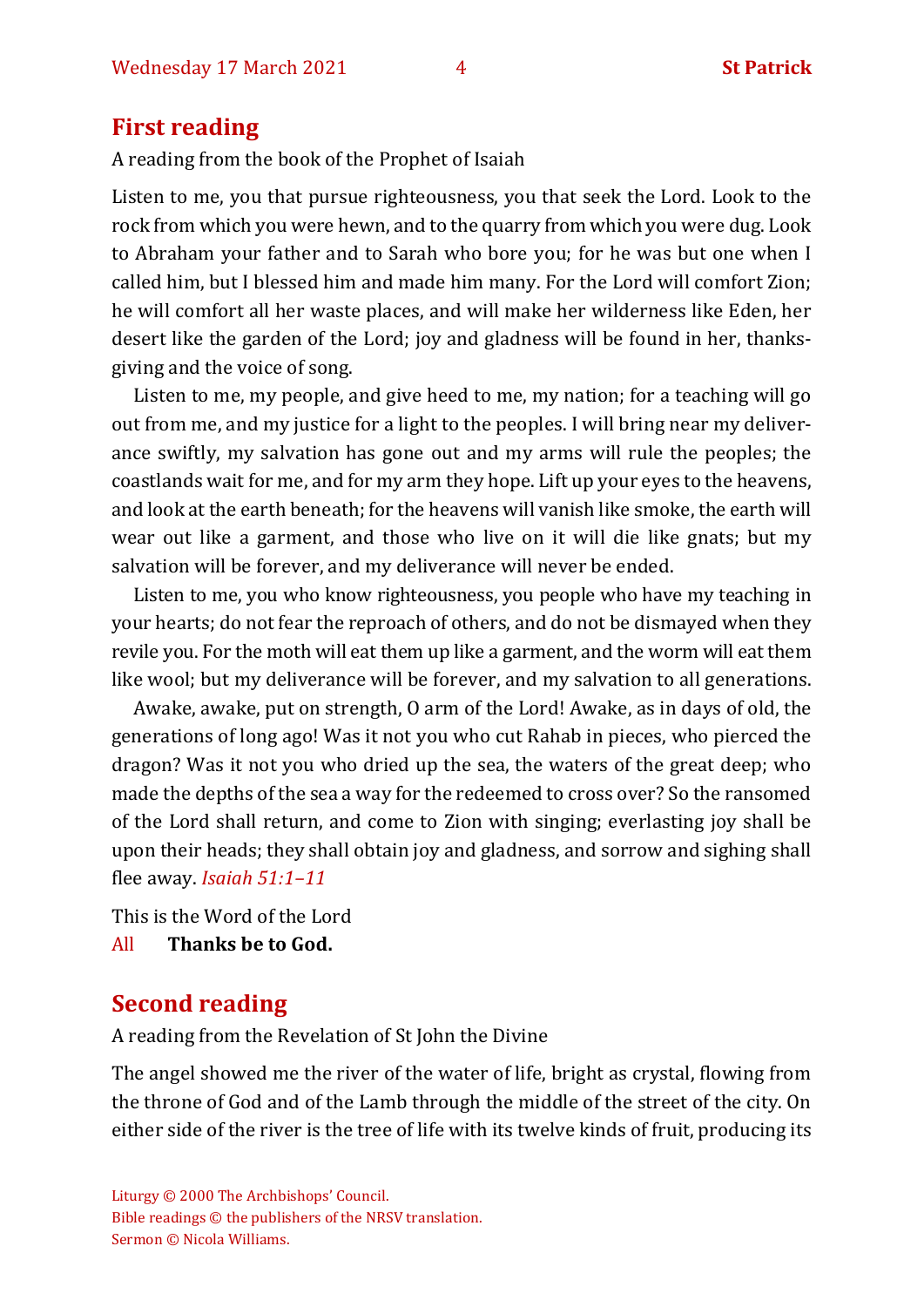## First reading

A reading from the book of the Prophet of Isaiah

Listen to me, you that pursue righteousness, you that seek the Lord. Look to the rock from which you were hewn, and to the quarry from which you were dug. Look to Abraham your father and to Sarah who bore you; for he was but one when I called him, but I blessed him and made him many. For the Lord will comfort Zion; he will comfort all her waste places, and will make her wilderness like Eden, her desert like the garden of the Lord; joy and gladness will be found in her, thanksgiving and the voice of song.

Listen to me, my people, and give heed to me, my nation; for a teaching will go out from me, and my justice for a light to the peoples. I will bring near my deliverance swiftly, my salvation has gone out and my arms will rule the peoples; the coastlands wait for me, and for my arm they hope. Lift up your eyes to the heavens, and look at the earth beneath; for the heavens will vanish like smoke, the earth will wear out like a garment, and those who live on it will die like gnats; but my salvation will be forever, and my deliverance will never be ended.

Listen to me, you who know righteousness, you people who have my teaching in your hearts; do not fear the reproach of others, and do not be dismayed when they revile you. For the moth will eat them up like a garment, and the worm will eat them like wool; but my deliverance will be forever, and my salvation to all generations.

Awake, awake, put on strength, O arm of the Lord! Awake, as in days of old, the generations of long ago! Was it not you who cut Rahab in pieces, who pierced the dragon? Was it not you who dried up the sea, the waters of the great deep; who made the depths of the sea a way for the redeemed to cross over? So the ransomed of the Lord shall return, and come to Zion with singing; everlasting joy shall be upon their heads; they shall obtain joy and gladness, and sorrow and sighing shall flee away. *Isaiah 51:1–11*

This is the Word of the Lord

All **Thanks be to God.**

## Second reading

A reading from the Revelation of St John the Divine

The angel showed me the river of the water of life, bright as crystal, flowing from the throne of God and of the Lamb through the middle of the street of the city. On either side of the river is the tree of life with its twelve kinds of fruit, producing its

Liturgy © 2000 The Archbishops' Council.
Bible readings © the publishers of the NRSV translation.
Sermon © Nicola Williams.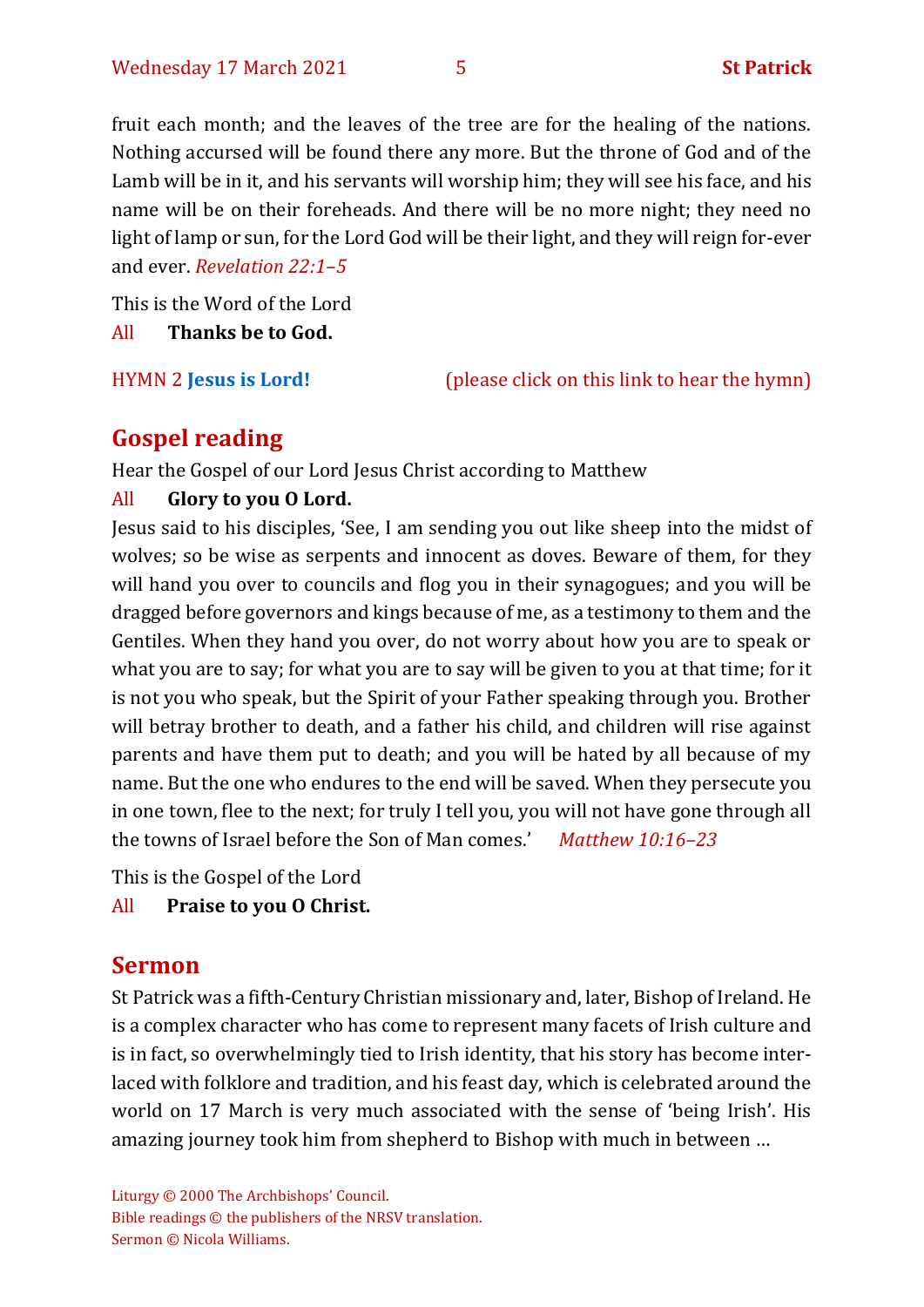fruit each month; and the leaves of the tree are for the healing of the nations. Nothing accursed will be found there any more. But the throne of God and of the Lamb will be in it, and his servants will worship him; they will see his face, and his name will be on their foreheads. And there will be no more night; they need no light of lamp or sun, for the Lord God will be their light, and they will reign for-ever and ever. *Revelation 22:1–5*

This is the Word of the Lord

All **Thanks be to God.**

HYMN 2 **Jesus is Lord!** (please click on this link to hear the hymn)

## Gospel reading

Hear the Gospel of our Lord Jesus Christ according to Matthew

All **Glory to you O Lord.**

Jesus said to his disciples, 'See, I am sending you out like sheep into the midst of wolves; so be wise as serpents and innocent as doves. Beware of them, for they will hand you over to councils and flog you in their synagogues; and you will be dragged before governors and kings because of me, as a testimony to them and the Gentiles. When they hand you over, do not worry about how you are to speak or what you are to say; for what you are to say will be given to you at that time; for it is not you who speak, but the Spirit of your Father speaking through you. Brother will betray brother to death, and a father his child, and children will rise against parents and have them put to death; and you will be hated by all because of my name. But the one who endures to the end will be saved. When they persecute you in one town, flee to the next; for truly I tell you, you will not have gone through all the towns of Israel before the Son of Man comes.' *Matthew 10:16–23*

This is the Gospel of the Lord

All **Praise to you O Christ.**

## Sermon

St Patrick was a fifth-Century Christian missionary and, later, Bishop of Ireland. He is a complex character who has come to represent many facets of Irish culture and is in fact, so overwhelmingly tied to Irish identity, that his story has become inter-laced with folklore and tradition, and his feast day, which is celebrated around the world on 17 March is very much associated with the sense of 'being Irish'. His amazing journey took him from shepherd to Bishop with much in between …

Liturgy © 2000 The Archbishops' Council.
Bible readings © the publishers of the NRSV translation.
Sermon © Nicola Williams.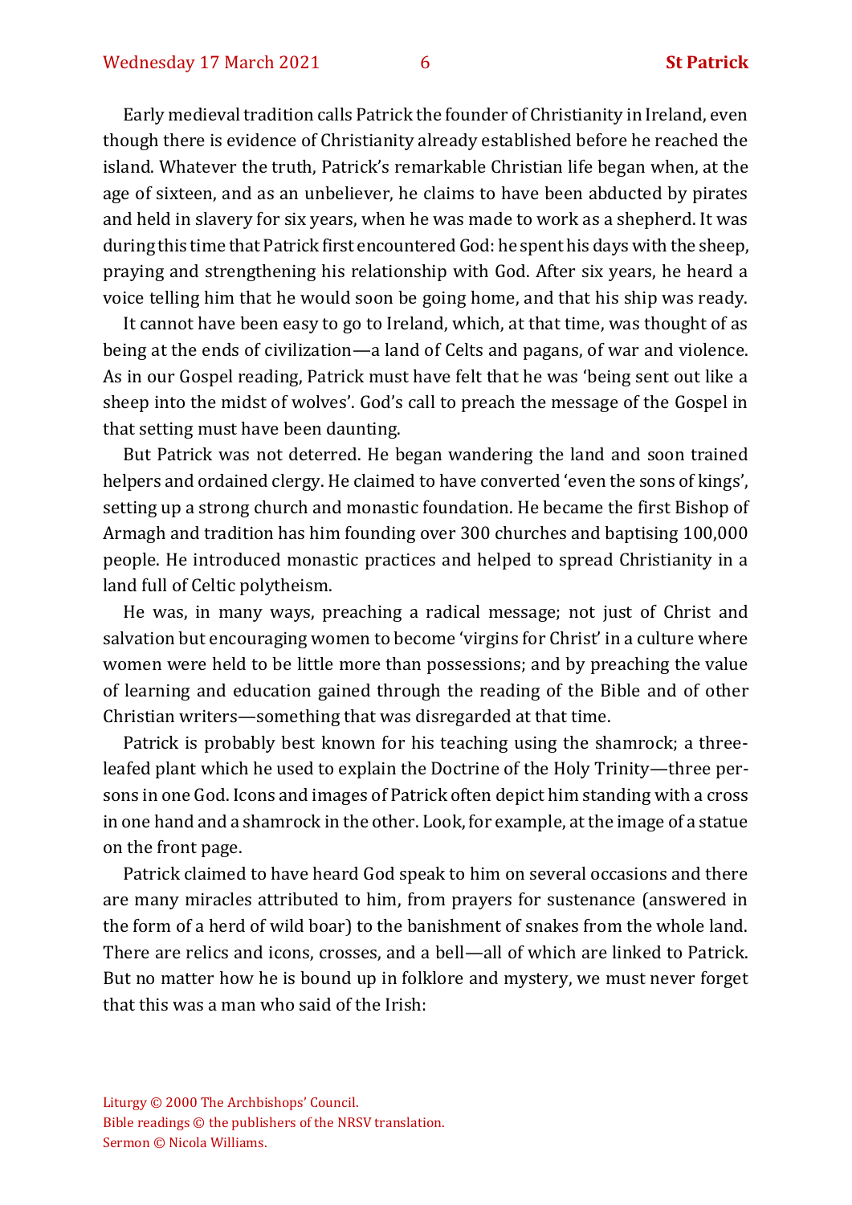Early medieval tradition calls Patrick the founder of Christianity in Ireland, even though there is evidence of Christianity already established before he reached the island. Whatever the truth, Patrick's remarkable Christian life began when, at the age of sixteen, and as an unbeliever, he claims to have been abducted by pirates and held in slavery for six years, when he was made to work as a shepherd. It was during this time that Patrick first encountered God: he spent his days with the sheep, praying and strengthening his relationship with God. After six years, he heard a voice telling him that he would soon be going home, and that his ship was ready.

It cannot have been easy to go to Ireland, which, at that time, was thought of as being at the ends of civilization—a land of Celts and pagans, of war and violence. As in our Gospel reading, Patrick must have felt that he was 'being sent out like a sheep into the midst of wolves'. God's call to preach the message of the Gospel in that setting must have been daunting.

But Patrick was not deterred. He began wandering the land and soon trained helpers and ordained clergy. He claimed to have converted 'even the sons of kings', setting up a strong church and monastic foundation. He became the first Bishop of Armagh and tradition has him founding over 300 churches and baptising 100,000 people. He introduced monastic practices and helped to spread Christianity in a land full of Celtic polytheism.

He was, in many ways, preaching a radical message; not just of Christ and salvation but encouraging women to become 'virgins for Christ' in a culture where women were held to be little more than possessions; and by preaching the value of learning and education gained through the reading of the Bible and of other Christian writers—something that was disregarded at that time.

Patrick is probably best known for his teaching using the shamrock; a three-leafed plant which he used to explain the Doctrine of the Holy Trinity—three persons in one God. Icons and images of Patrick often depict him standing with a cross in one hand and a shamrock in the other. Look, for example, at the image of a statue on the front page.

Patrick claimed to have heard God speak to him on several occasions and there are many miracles attributed to him, from prayers for sustenance (answered in the form of a herd of wild boar) to the banishment of snakes from the whole land. There are relics and icons, crosses, and a bell—all of which are linked to Patrick. But no matter how he is bound up in folklore and mystery, we must never forget that this was a man who said of the Irish:

Liturgy © 2000 The Archbishops' Council.
Bible readings © the publishers of the NRSV translation.
Sermon © Nicola Williams.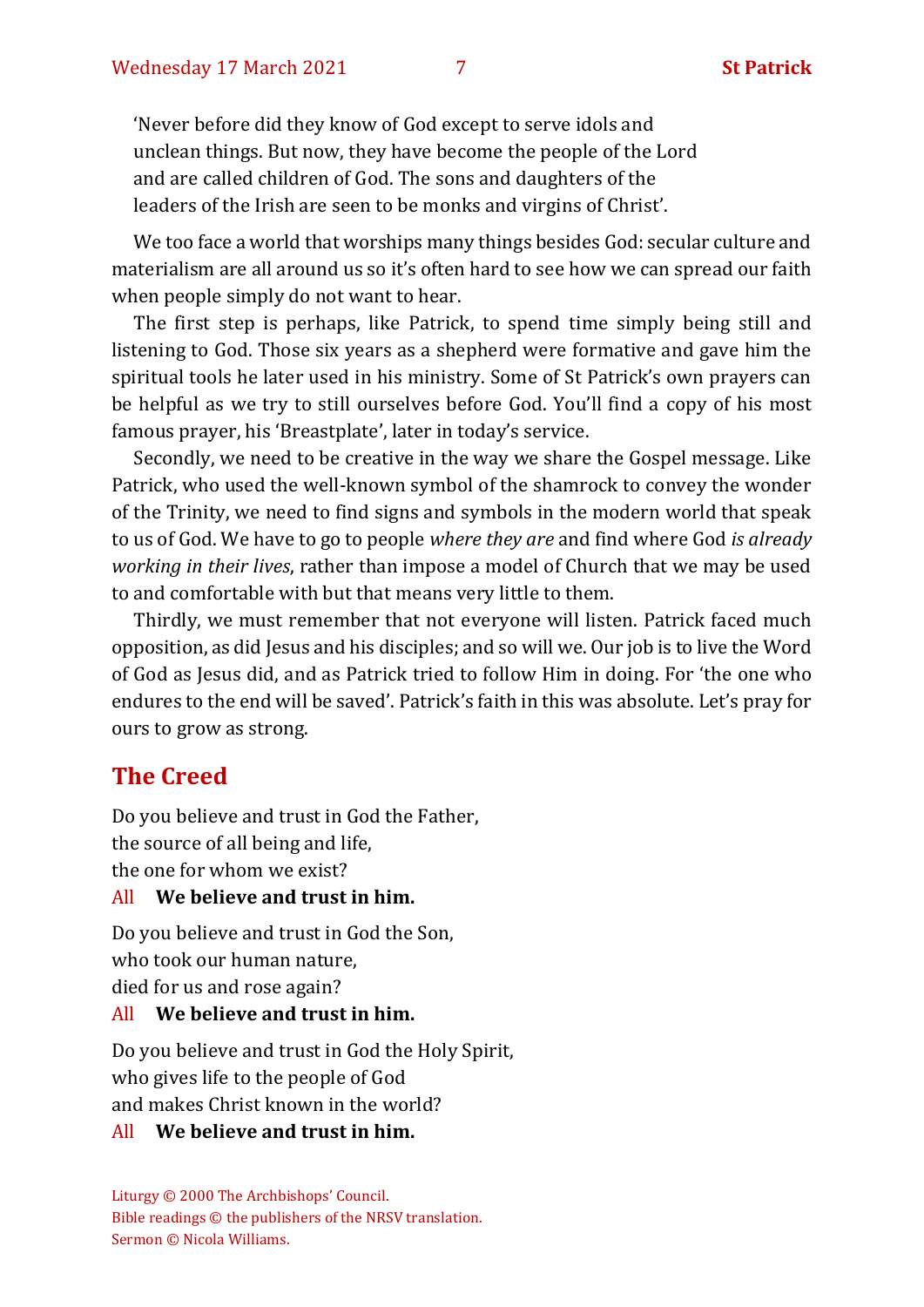> 'Never before did they know of God except to serve idols and unclean things. But now, they have become the people of the Lord and are called children of God. The sons and daughters of the leaders of the Irish are seen to be monks and virgins of Christ'.

We too face a world that worships many things besides God: secular culture and materialism are all around us so it's often hard to see how we can spread our faith when people simply do not want to hear.

The first step is perhaps, like Patrick, to spend time simply being still and listening to God. Those six years as a shepherd were formative and gave him the spiritual tools he later used in his ministry. Some of St Patrick's own prayers can be helpful as we try to still ourselves before God. You'll find a copy of his most famous prayer, his 'Breastplate', later in today's service.

Secondly, we need to be creative in the way we share the Gospel message. Like Patrick, who used the well-known symbol of the shamrock to convey the wonder of the Trinity, we need to find signs and symbols in the modern world that speak to us of God. We have to go to people *where they are* and find where God *is already working in their lives*, rather than impose a model of Church that we may be used to and comfortable with but that means very little to them.

Thirdly, we must remember that not everyone will listen. Patrick faced much opposition, as did Jesus and his disciples; and so will we. Our job is to live the Word of God as Jesus did, and as Patrick tried to follow Him in doing. For 'the one who endures to the end will be saved'. Patrick's faith in this was absolute. Let's pray for ours to grow as strong.

## The Creed

Do you believe and trust in God the Father,
the source of all being and life,
the one for whom we exist?

All **We believe and trust in him.**

Do you believe and trust in God the Son,
who took our human nature,
died for us and rose again?

All **We believe and trust in him.**

Do you believe and trust in God the Holy Spirit,
who gives life to the people of God
and makes Christ known in the world?

All **We believe and trust in him.**

Liturgy © 2000 The Archbishops' Council.
Bible readings © the publishers of the NRSV translation.
Sermon © Nicola Williams.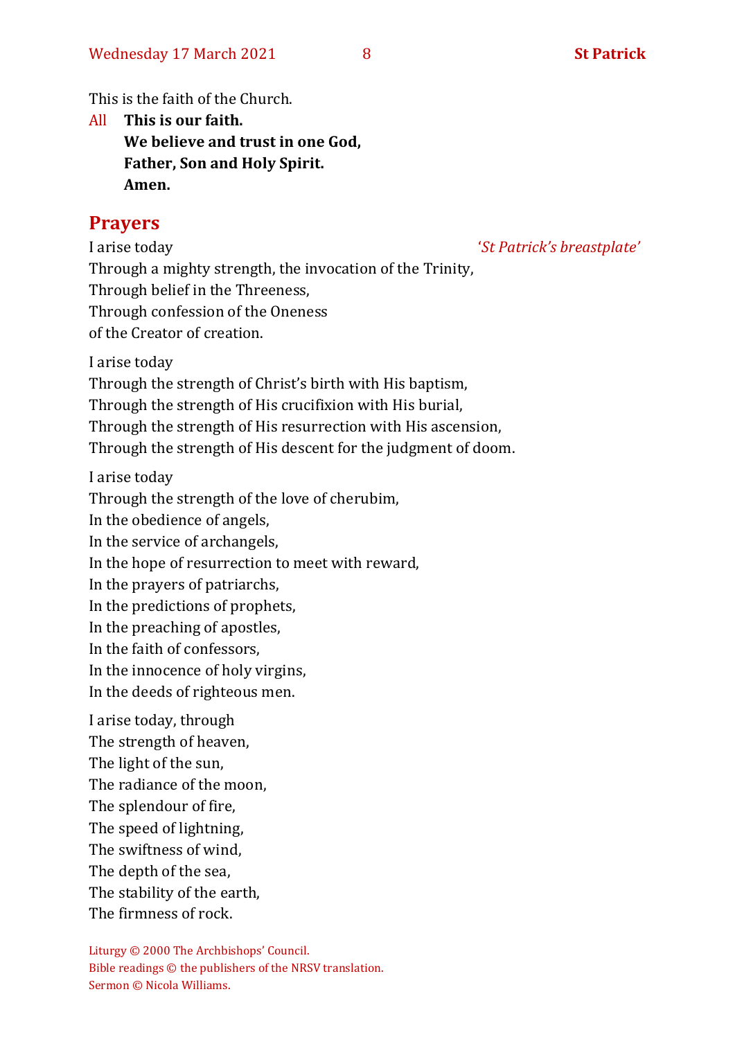This is the faith of the Church.

All **This is our faith.**
**We believe and trust in one God,**
**Father, Son and Holy Spirit.**
**Amen.**

## Prayers

I arise today *'St Patrick's breastplate'*
Through a mighty strength, the invocation of the Trinity,
Through belief in the Threeness,
Through confession of the Oneness
of the Creator of creation.

I arise today
Through the strength of Christ's birth with His baptism,
Through the strength of His crucifixion with His burial,
Through the strength of His resurrection with His ascension,
Through the strength of His descent for the judgment of doom.

I arise today
Through the strength of the love of cherubim,
In the obedience of angels,
In the service of archangels,
In the hope of resurrection to meet with reward,
In the prayers of patriarchs,
In the predictions of prophets,
In the preaching of apostles,
In the faith of confessors,
In the innocence of holy virgins,
In the deeds of righteous men.

I arise today, through
The strength of heaven,
The light of the sun,
The radiance of the moon,
The splendour of fire,
The speed of lightning,
The swiftness of wind,
The depth of the sea,
The stability of the earth,
The firmness of rock.

Liturgy © 2000 The Archbishops' Council.
Bible readings © the publishers of the NRSV translation.
Sermon © Nicola Williams.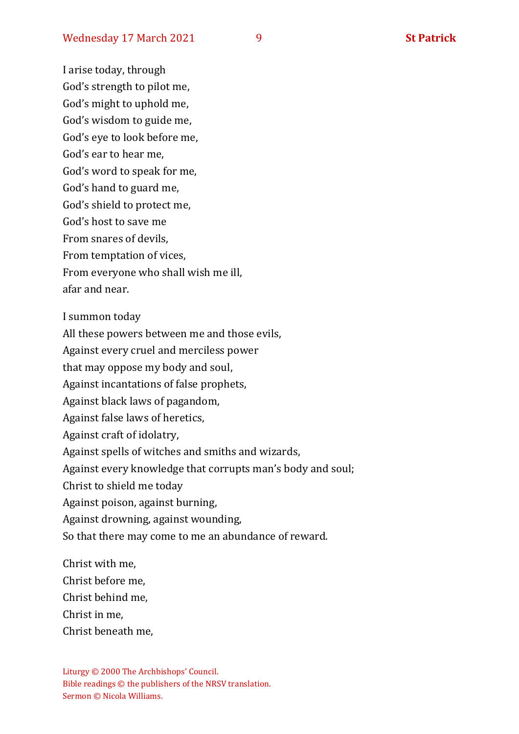I arise today, through  
God's strength to pilot me,  
God's might to uphold me,  
God's wisdom to guide me,  
God's eye to look before me,  
God's ear to hear me,  
God's word to speak for me,  
God's hand to guard me,  
God's shield to protect me,  
God's host to save me  
From snares of devils,  
From temptation of vices,  
From everyone who shall wish me ill,  
afar and near.

I summon today  
All these powers between me and those evils,  
Against every cruel and merciless power  
that may oppose my body and soul,  
Against incantations of false prophets,  
Against black laws of pagandom,  
Against false laws of heretics,  
Against craft of idolatry,  
Against spells of witches and smiths and wizards,  
Against every knowledge that corrupts man's body and soul;  
Christ to shield me today  
Against poison, against burning,  
Against drowning, against wounding,  
So that there may come to me an abundance of reward.

Christ with me,  
Christ before me,  
Christ behind me,  
Christ in me,  
Christ beneath me,

Liturgy © 2000 The Archbishops' Council.  
Bible readings © the publishers of the NRSV translation.  
Sermon © Nicola Williams.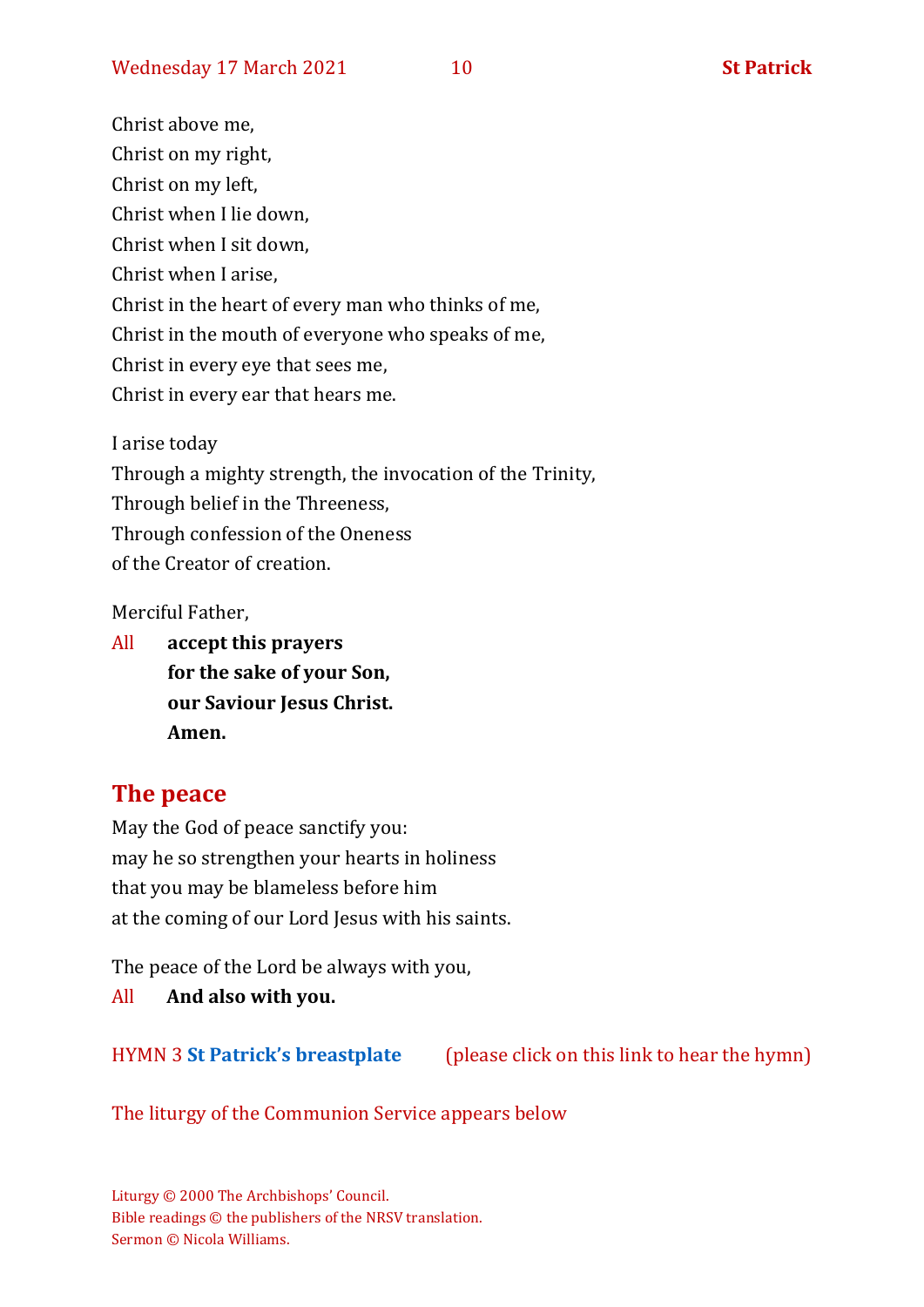Christ above me,
Christ on my right,
Christ on my left,
Christ when I lie down,
Christ when I sit down,
Christ when I arise,
Christ in the heart of every man who thinks of me,
Christ in the mouth of everyone who speaks of me,
Christ in every eye that sees me,
Christ in every ear that hears me.

I arise today
Through a mighty strength, the invocation of the Trinity,
Through belief in the Threeness,
Through confession of the Oneness
of the Creator of creation.

Merciful Father,

All **accept this prayers**
**for the sake of your Son,**
**our Saviour Jesus Christ.**
**Amen.**

## The peace

May the God of peace sanctify you:
may he so strengthen your hearts in holiness
that you may be blameless before him
at the coming of our Lord Jesus with his saints.

The peace of the Lord be always with you,

All **And also with you.**

HYMN 3 **St Patrick's breastplate** (please click on this link to hear the hymn)

The liturgy of the Communion Service appears below

Liturgy © 2000 The Archbishops' Council.
Bible readings © the publishers of the NRSV translation.
Sermon © Nicola Williams.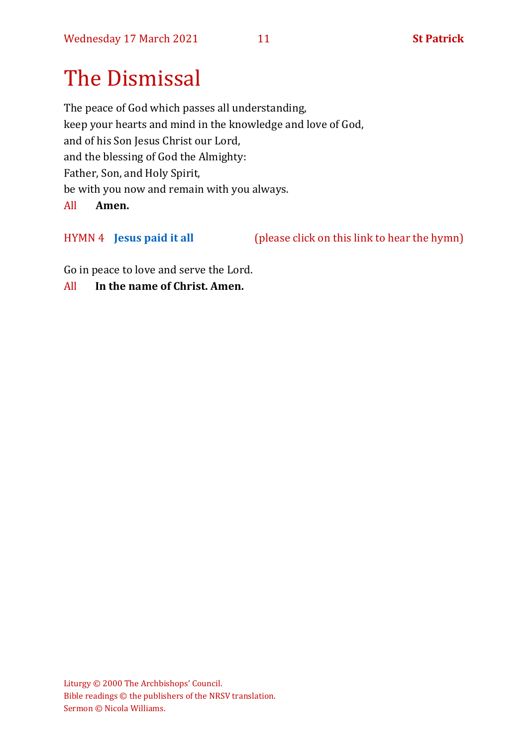# The Dismissal

The peace of God which passes all understanding,
keep your hearts and mind in the knowledge and love of God,
and of his Son Jesus Christ our Lord,
and the blessing of God the Almighty:
Father, Son, and Holy Spirit,
be with you now and remain with you always.

All **Amen.**

HYMN 4 **Jesus paid it all** (please click on this link to hear the hymn)

Go in peace to love and serve the Lord.

All **In the name of Christ. Amen.**

Liturgy © 2000 The Archbishops' Council.
Bible readings © the publishers of the NRSV translation.
Sermon © Nicola Williams.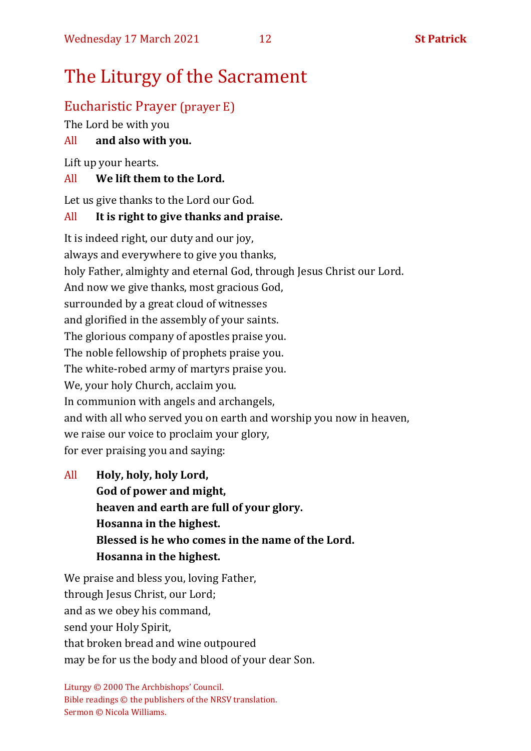# The Liturgy of the Sacrament

## Eucharistic Prayer (prayer E)

The Lord be with you

All **and also with you.**

Lift up your hearts.

All **We lift them to the Lord.**

Let us give thanks to the Lord our God.

All **It is right to give thanks and praise.**

It is indeed right, our duty and our joy,
always and everywhere to give you thanks,
holy Father, almighty and eternal God, through Jesus Christ our Lord.
And now we give thanks, most gracious God,
surrounded by a great cloud of witnesses
and glorified in the assembly of your saints.
The glorious company of apostles praise you.
The noble fellowship of prophets praise you.
The white-robed army of martyrs praise you.
We, your holy Church, acclaim you.
In communion with angels and archangels,
and with all who served you on earth and worship you now in heaven,
we raise our voice to proclaim your glory,
for ever praising you and saying:

All **Holy, holy, holy Lord,**
**God of power and might,**
**heaven and earth are full of your glory.**
**Hosanna in the highest.**
**Blessed is he who comes in the name of the Lord.**
**Hosanna in the highest.**

We praise and bless you, loving Father,
through Jesus Christ, our Lord;
and as we obey his command,
send your Holy Spirit,
that broken bread and wine outpoured
may be for us the body and blood of your dear Son.

Liturgy © 2000 The Archbishops' Council.
Bible readings © the publishers of the NRSV translation.
Sermon © Nicola Williams.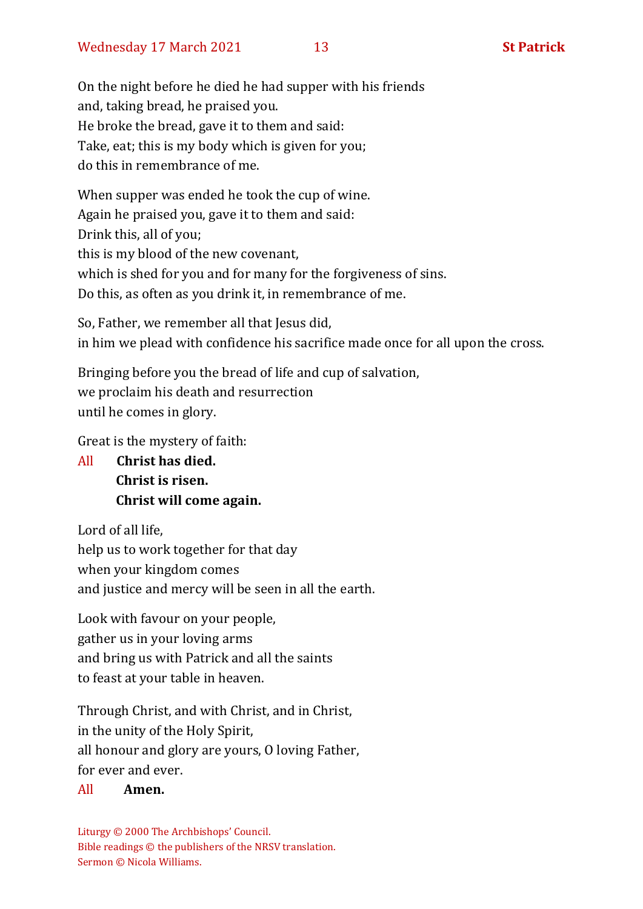On the night before he died he had supper with his friends
and, taking bread, he praised you.
He broke the bread, gave it to them and said:
Take, eat; this is my body which is given for you;
do this in remembrance of me.

When supper was ended he took the cup of wine.
Again he praised you, gave it to them and said:
Drink this, all of you;
this is my blood of the new covenant,
which is shed for you and for many for the forgiveness of sins.
Do this, as often as you drink it, in remembrance of me.

So, Father, we remember all that Jesus did,
in him we plead with confidence his sacrifice made once for all upon the cross.

Bringing before you the bread of life and cup of salvation,
we proclaim his death and resurrection
until he comes in glory.

Great is the mystery of faith:

All **Christ has died.**
**Christ is risen.**
**Christ will come again.**

Lord of all life,
help us to work together for that day
when your kingdom comes
and justice and mercy will be seen in all the earth.

Look with favour on your people,
gather us in your loving arms
and bring us with Patrick and all the saints
to feast at your table in heaven.

Through Christ, and with Christ, and in Christ,
in the unity of the Holy Spirit,
all honour and glory are yours, O loving Father,
for ever and ever.

All **Amen.**

Liturgy © 2000 The Archbishops' Council.
Bible readings © the publishers of the NRSV translation.
Sermon © Nicola Williams.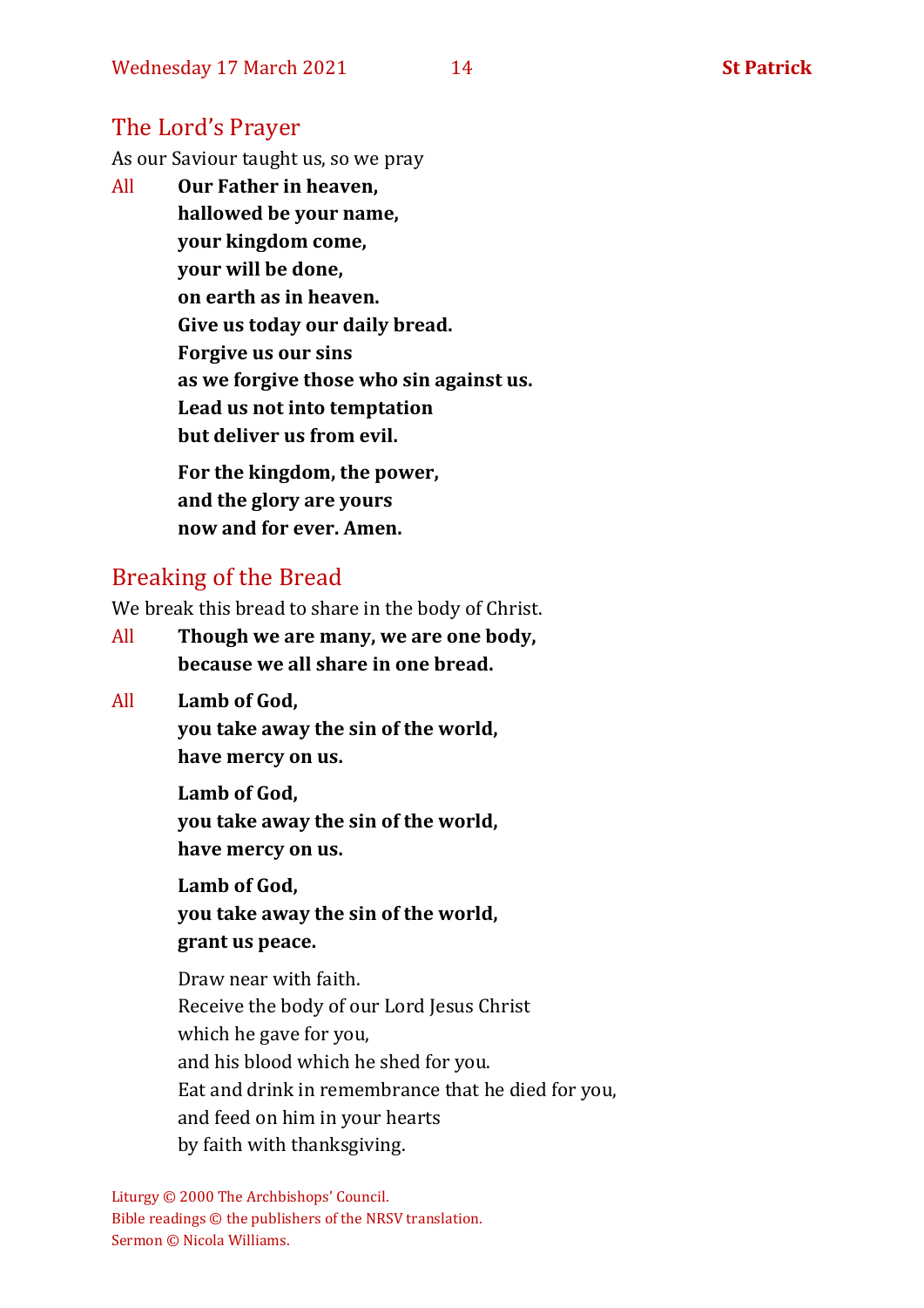## The Lord's Prayer

As our Saviour taught us, so we pray

All **Our Father in heaven,**
**hallowed be your name,**
**your kingdom come,**
**your will be done,**
**on earth as in heaven.**
**Give us today our daily bread.**
**Forgive us our sins**
**as we forgive those who sin against us.**
**Lead us not into temptation**
**but deliver us from evil.**

**For the kingdom, the power,**
**and the glory are yours**
**now and for ever. Amen.**

## Breaking of the Bread

We break this bread to share in the body of Christ.

All **Though we are many, we are one body,**
**because we all share in one bread.**

All **Lamb of God,**
**you take away the sin of the world,**
**have mercy on us.**

**Lamb of God,**
**you take away the sin of the world,**
**have mercy on us.**

**Lamb of God,**
**you take away the sin of the world,**
**grant us peace.**

Draw near with faith.
Receive the body of our Lord Jesus Christ
which he gave for you,
and his blood which he shed for you.
Eat and drink in remembrance that he died for you,
and feed on him in your hearts
by faith with thanksgiving.

Liturgy © 2000 The Archbishops' Council.
Bible readings © the publishers of the NRSV translation.
Sermon © Nicola Williams.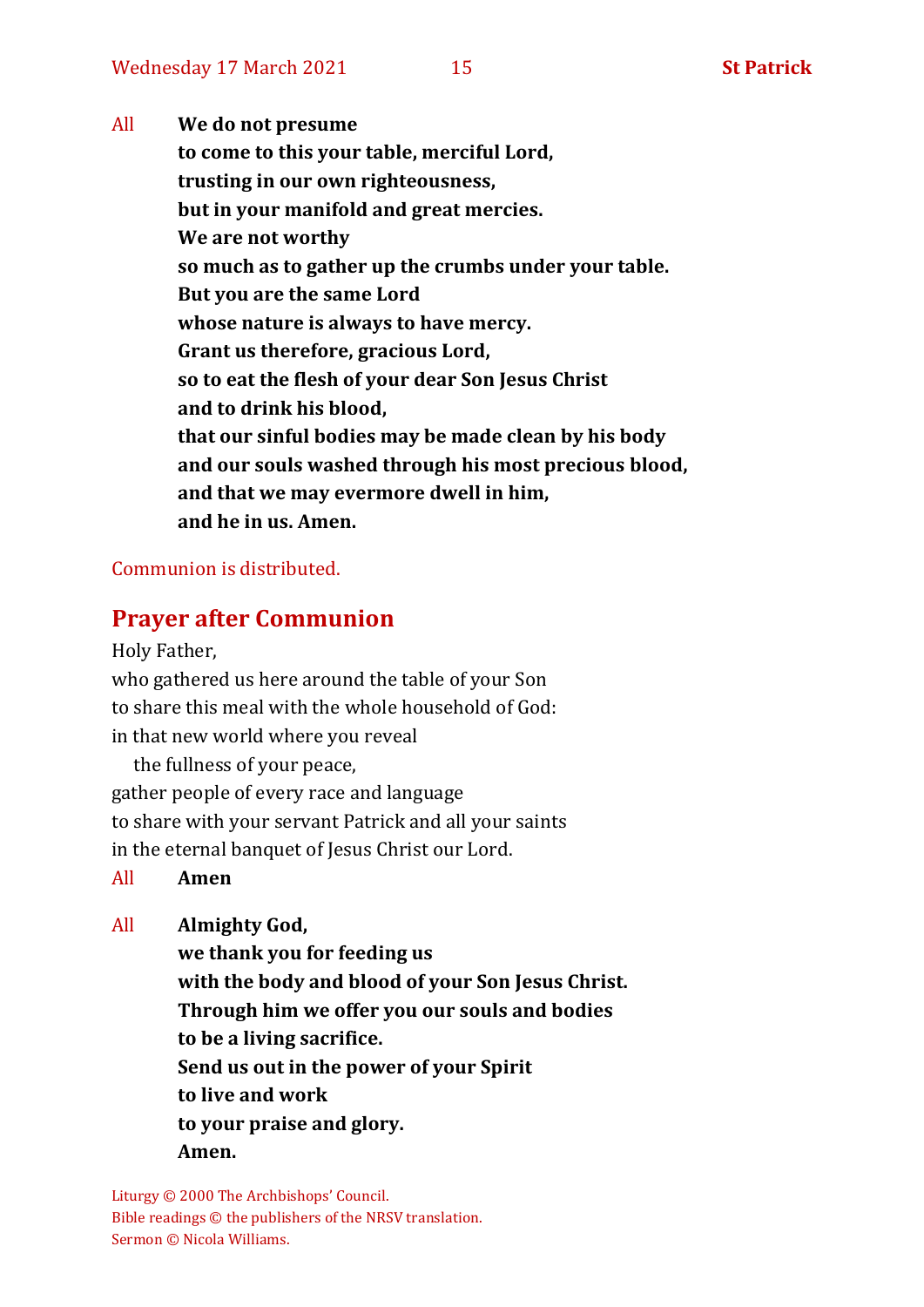All **We do not presume**
**to come to this your table, merciful Lord,**
**trusting in our own righteousness,**
**but in your manifold and great mercies.**
**We are not worthy**
**so much as to gather up the crumbs under your table.**
**But you are the same Lord**
**whose nature is always to have mercy.**
**Grant us therefore, gracious Lord,**
**so to eat the flesh of your dear Son Jesus Christ**
**and to drink his blood,**
**that our sinful bodies may be made clean by his body**
**and our souls washed through his most precious blood,**
**and that we may evermore dwell in him,**
**and he in us. Amen.**

Communion is distributed.

## Prayer after Communion

Holy Father,
who gathered us here around the table of your Son
to share this meal with the whole household of God:
in that new world where you reveal
the fullness of your peace,
gather people of every race and language
to share with your servant Patrick and all your saints
in the eternal banquet of Jesus Christ our Lord.

All **Amen**

All **Almighty God,**
**we thank you for feeding us**
**with the body and blood of your Son Jesus Christ.**
**Through him we offer you our souls and bodies**
**to be a living sacrifice.**
**Send us out in the power of your Spirit**
**to live and work**
**to your praise and glory.**
**Amen.**

Liturgy © 2000 The Archbishops' Council.
Bible readings © the publishers of the NRSV translation.
Sermon © Nicola Williams.